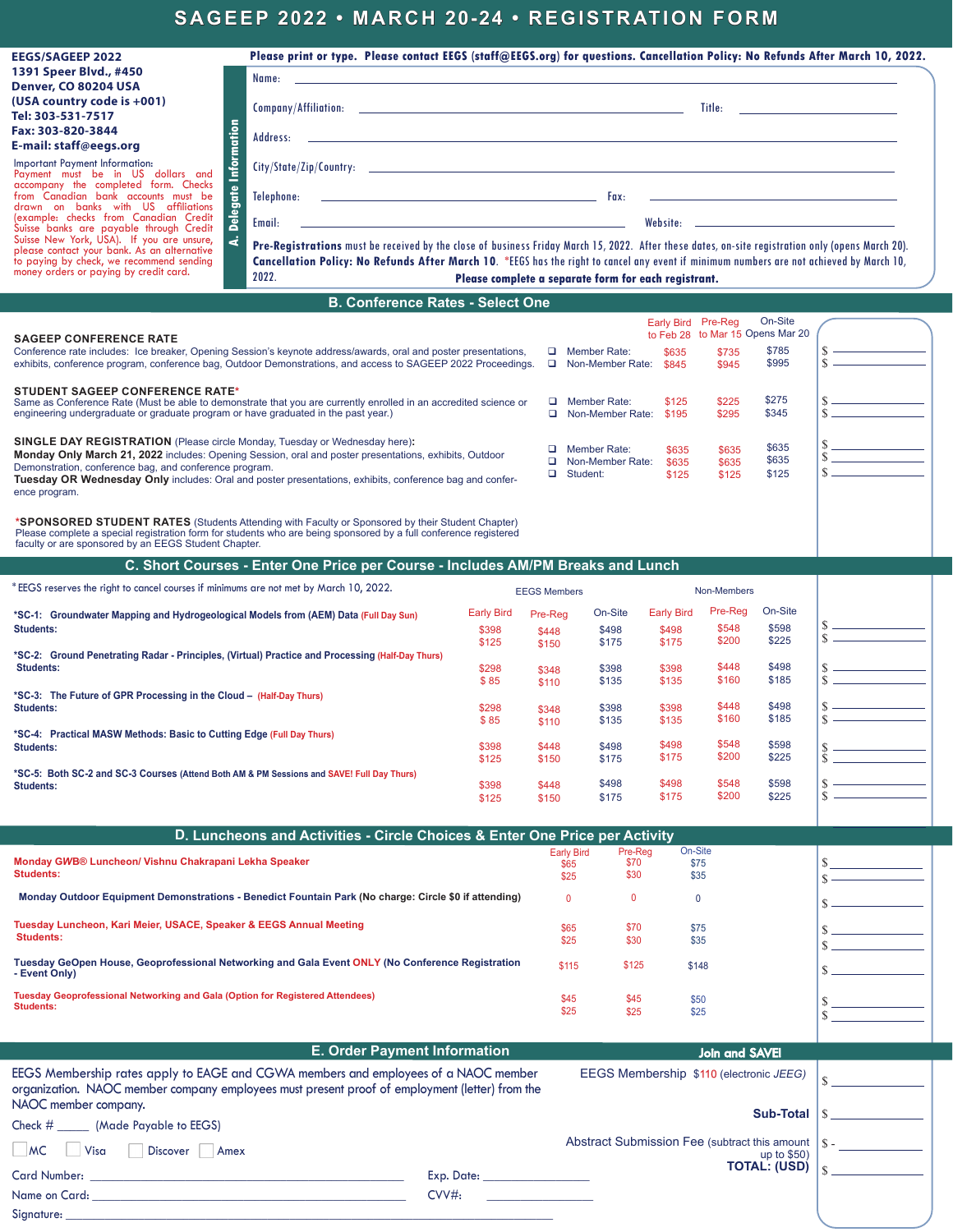# SAGEEP 2022 • MARCH 20-24 • REGISTRATION FORM

**EEGS/SAGEEP 2022**
**1391 Speer Blvd., #450**
**Denver, CO 80204 USA**
**(USA country code is +001)**
**Tel: 303-531-7517**
**Fax: 303-820-3844**
**E-mail: staff@eegs.org**

Important Payment Information:
Payment must be in US dollars and accompany the completed form. Checks from Canadian bank accounts must be drawn on banks with US affiliations (example: checks from Canadian Credit Suisse banks are payable through Credit Suisse New York, USA). If you are unsure, please contact your bank. As an alternative to paying by check, we recommend sending money orders or paying by credit card.

**Please print or type. Please contact EEGS (staff@EEGS.org) for questions. Cancellation Policy: No Refunds After March 10, 2022.**

## A. Delegate Information

Name: ______________________________

Company/Affiliation: ______________________ Title: ______________

Address: ______________________________

City/State/Zip/Country: ______________________________

Telephone: ______________________ Fax: ______________________

Email: ______________________ Website: ______________________

**Pre-Registrations** must be received by the close of business Friday March 15, 2022. After these dates, on-site registration only (opens March 20). **Cancellation Policy: No Refunds After March 10.** *EEGS has the right to cancel any event if minimum numbers are not achieved by March 10, 2022.

**Please complete a separate form for each registrant.**

## B. Conference Rates - Select One

| | | Early Bird to Feb 28 | Pre-Reg to Mar 15 | On-Site Opens Mar 20 | |
|---|---|---|---|---|---|
| **SAGEEP CONFERENCE RATE** Conference rate includes: Ice breaker, Opening Session's keynote address/awards, oral and poster presentations, exhibits, conference program, conference bag, Outdoor Demonstrations, and access to SAGEEP 2022 Proceedings. | ❑ Member Rate: | $635 | $735 | $785 | $ ______ |
| | ❑ Non-Member Rate: | $845 | $945 | $995 | $ ______ |
| **STUDENT SAGEEP CONFERENCE RATE*** Same as Conference Rate (Must be able to demonstrate that you are currently enrolled in an accredited science or engineering undergraduate or graduate program or have graduated in the past year.) | ❑ Member Rate: | $125 | $225 | $275 | $ ______ |
| | ❑ Non-Member Rate: | $195 | $295 | $345 | $ ______ |
| **SINGLE DAY REGISTRATION** (Please circle Monday, Tuesday or Wednesday here): **Monday Only March 21, 2022** includes: Opening Session, oral and poster presentations, exhibits, Outdoor Demonstration, conference bag, and conference program. **Tuesday OR Wednesday Only** includes: Oral and poster presentations, exhibits, conference bag and conference program. | ❑ Member Rate: | $635 | $635 | $635 | $ ______ |
| | ❑ Non-Member Rate: | $635 | $635 | $635 | $ ______ |
| | ❑ Student: | $125 | $125 | $125 | $ ______ |

***SPONSORED STUDENT RATES** (Students Attending with Faculty or Sponsored by their Student Chapter)
Please complete a special registration form for students who are being sponsored by a full conference registered faculty or are sponsored by an EEGS Student Chapter.

## C. Short Courses - Enter One Price per Course - Includes AM/PM Breaks and Lunch

* EEGS reserves the right to cancel courses if minimums are not met by March 10, 2022.

| | EEGS Members | | | Non-Members | | | |
|---|---|---|---|---|---|---|---|
| | Early Bird | Pre-Reg | On-Site | Early Bird | Pre-Reg | On-Site | |
| ***SC-1: Groundwater Mapping and Hydrogeological Models from (AEM) Data** (Full Day Sun) | $398 | $448 | $498 | $498 | $548 | $598 | $ ______ |
| Students: | $125 | $150 | $175 | $175 | $200 | $225 | $ ______ |
| ***SC-2: Ground Penetrating Radar - Principles, (Virtual) Practice and Processing** (Half-Day Thurs) | $298 | $348 | $398 | $398 | $448 | $498 | $ ______ |
| Students: | $ 85 | $110 | $135 | $135 | $160 | $185 | $ ______ |
| ***SC-3: The Future of GPR Processing in the Cloud –** (Half-Day Thurs) | $298 | $348 | $398 | $398 | $448 | $498 | $ ______ |
| Students: | $ 85 | $110 | $135 | $135 | $160 | $185 | $ ______ |
| ***SC-4: Practical MASW Methods: Basic to Cutting Edge** (Full Day Thurs) | $398 | $448 | $498 | $498 | $548 | $598 | $ ______ |
| Students: | $125 | $150 | $175 | $175 | $200 | $225 | $ ______ |
| ***SC-5: Both SC-2 and SC-3 Courses** (Attend Both AM & PM Sessions and SAVE! Full Day Thurs) | $398 | $448 | $498 | $498 | $548 | $598 | $ ______ |
| Students: | $125 | $150 | $175 | $175 | $200 | $225 | $ ______ |

## D. Luncheons and Activities - Circle Choices & Enter One Price per Activity

| | Early Bird | Pre-Reg | On-Site | |
|---|---|---|---|---|
| **Monday GWB® Luncheon/ Vishnu Chakrapani Lekha Speaker** | $65 | $70 | $75 | $ ______ |
| Students: | $25 | $30 | $35 | $ ______ |
| **Monday Outdoor Equipment Demonstrations - Benedict Fountain Park (No charge: Circle $0 if attending)** | 0 | 0 | 0 | $ ______ |
| **Tuesday Luncheon, Kari Meier, USACE, Speaker & EEGS Annual Meeting** | $65 | $70 | $75 | $ ______ |
| Students: | $25 | $30 | $35 | $ ______ |
| **Tuesday GeOpen House, Geoprofessional Networking and Gala Event ONLY (No Conference Registration - Event Only)** | $115 | $125 | $148 | $ ______ |
| **Tuesday Geoprofessional Networking and Gala (Option for Registered Attendees)** | $45 | $45 | $50 | $ ______ |
| Students: | $25 | $25 | $25 | $ ______ |

## E. Order Payment Information

EEGS Membership rates apply to EAGE and CGWA members and employees of a NAOC member organization. NAOC member company employees must present proof of employment (letter) from the NAOC member company.

**Join and SAVE!**

EEGS Membership $110 (electronic *JEEG*) $ ______

**Sub-Total** $ ______

Abstract Submission Fee (subtract this amount up to $50) $ - ______

**TOTAL: (USD)** $ ______

Check # _____ (Made Payable to EEGS)

☐ MC ☐ Visa ☐ Discover ☐ Amex

Card Number: ______________________ Exp. Date: ______________

Name on Card: ______________________ CVV#: ______________

Signature: ______________________________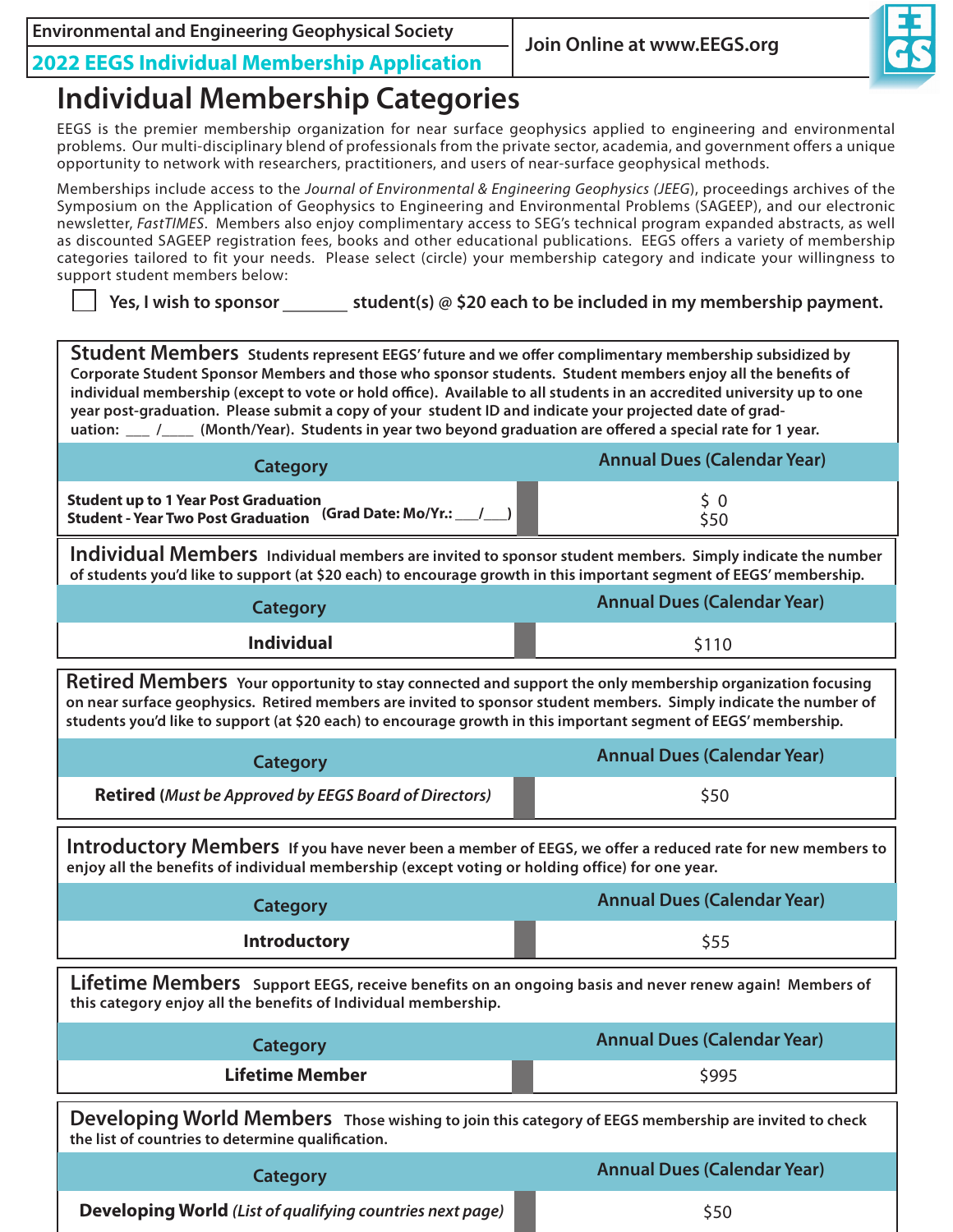Environmental and Engineering Geophysical Society

**2022 EEGS Individual Membership Application**

Join Online at www.EEGS.org

# Individual Membership Categories

EEGS is the premier membership organization for near surface geophysics applied to engineering and environmental problems. Our multi-disciplinary blend of professionals from the private sector, academia, and government offers a unique opportunity to network with researchers, practitioners, and users of near-surface geophysical methods.

Memberships include access to the *Journal of Environmental & Engineering Geophysics (JEEG*), proceedings archives of the Symposium on the Application of Geophysics to Engineering and Environmental Problems (SAGEEP), and our electronic newsletter, *FastTIMES*. Members also enjoy complimentary access to SEG's technical program expanded abstracts, as well as discounted SAGEEP registration fees, books and other educational publications. EEGS offers a variety of membership categories tailored to fit your needs. Please select (circle) your membership category and indicate your willingness to support student members below:

☐ **Yes, I wish to sponsor _______ student(s) @ $20 each to be included in my membership payment.**

## Student Members

**Students represent EEGS' future and we offer complimentary membership subsidized by Corporate Student Sponsor Members and those who sponsor students. Student members enjoy all the benefits of individual membership (except to vote or hold office). Available to all students in an accredited university up to one year post-graduation. Please submit a copy of your student ID and indicate your projected date of graduation: ___ /____ (Month/Year). Students in year two beyond graduation are offered a special rate for 1 year.**

| Category | Annual Dues (Calendar Year) |
|---|---|
| **Student up to 1 Year Post Graduation** **(Grad Date: Mo/Yr.: ___/___)** | $ 0 |
| **Student - Year Two Post Graduation** | $50 |

## Individual Members

**Individual members are invited to sponsor student members. Simply indicate the number of students you'd like to support (at $20 each) to encourage growth in this important segment of EEGS' membership.**

| Category | Annual Dues (Calendar Year) |
|---|---|
| **Individual** | $110 |

## Retired Members

**Your opportunity to stay connected and support the only membership organization focusing on near surface geophysics. Retired members are invited to sponsor student members. Simply indicate the number of students you'd like to support (at $20 each) to encourage growth in this important segment of EEGS' membership.**

| Category | Annual Dues (Calendar Year) |
|---|---|
| **Retired** (*Must be Approved by EEGS Board of Directors)* | $50 |

## Introductory Members

**If you have never been a member of EEGS, we offer a reduced rate for new members to enjoy all the benefits of individual membership (except voting or holding office) for one year.**

| Category | Annual Dues (Calendar Year) |
|---|---|
| **Introductory** | $55 |

## Lifetime Members

**Support EEGS, receive benefits on an ongoing basis and never renew again! Members of this category enjoy all the benefits of Individual membership.**

| Category | Annual Dues (Calendar Year) |
|---|---|
| **Lifetime Member** | $995 |

## Developing World Members

**Those wishing to join this category of EEGS membership are invited to check the list of countries to determine qualification.**

| Category | Annual Dues (Calendar Year) |
|---|---|
| **Developing World** *(List of qualifying countries next page)* | $50 |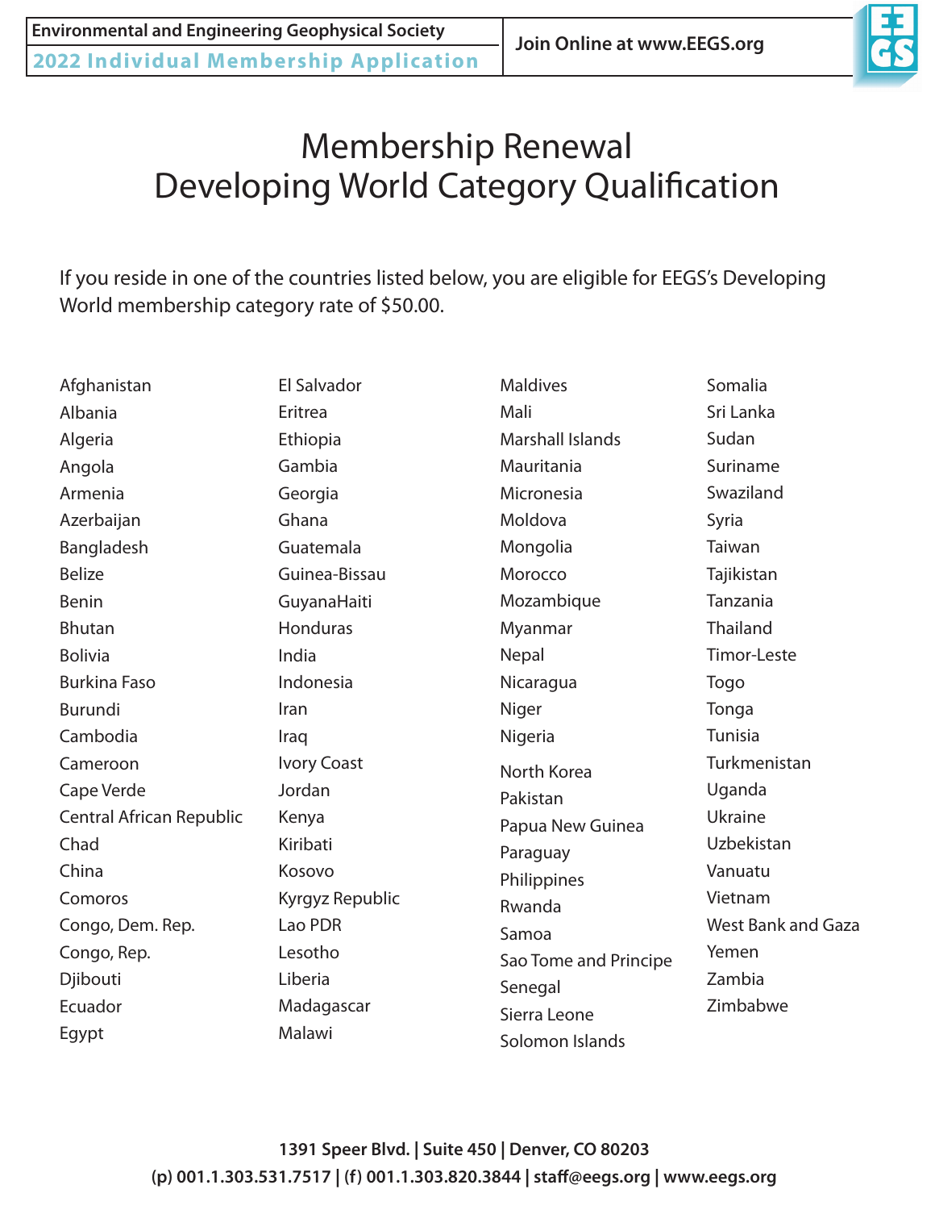Environmental and Engineering Geophysical Society

2022 Individual Membership Application

Join Online at www.EEGS.org

# Membership Renewal
# Developing World Category Qualification

If you reside in one of the countries listed below, you are eligible for EEGS's Developing World membership category rate of $50.00.

Afghanistan
Albania
Algeria
Angola
Armenia
Azerbaijan
Bangladesh
Belize
Benin
Bhutan
Bolivia
Burkina Faso
Burundi
Cambodia
Cameroon
Cape Verde
Central African Republic
Chad
China
Comoros
Congo, Dem. Rep.
Congo, Rep.
Djibouti
Ecuador
Egypt
El Salvador
Eritrea
Ethiopia
Gambia
Georgia
Ghana
Guatemala
Guinea-Bissau
GuyanaHaiti
Honduras
India
Indonesia
Iran
Iraq
Ivory Coast
Jordan
Kenya
Kiribati
Kosovo
Kyrgyz Republic
Lao PDR
Lesotho
Liberia
Madagascar
Malawi
Maldives
Mali
Marshall Islands
Mauritania
Micronesia
Moldova
Mongolia
Morocco
Mozambique
Myanmar
Nepal
Nicaragua
Niger
Nigeria
North Korea
Pakistan
Papua New Guinea
Paraguay
Philippines
Rwanda
Samoa
Sao Tome and Principe
Senegal
Sierra Leone
Solomon Islands
Somalia
Sri Lanka
Sudan
Suriname
Swaziland
Syria
Taiwan
Tajikistan
Tanzania
Thailand
Timor-Leste
Togo
Tonga
Tunisia
Turkmenistan
Uganda
Ukraine
Uzbekistan
Vanuatu
Vietnam
West Bank and Gaza
Yemen
Zambia
Zimbabwe

**1391 Speer Blvd. | Suite 450 | Denver, CO 80203**
**(p) 001.1.303.531.7517 | (f) 001.1.303.820.3844 | staff@eegs.org | www.eegs.org**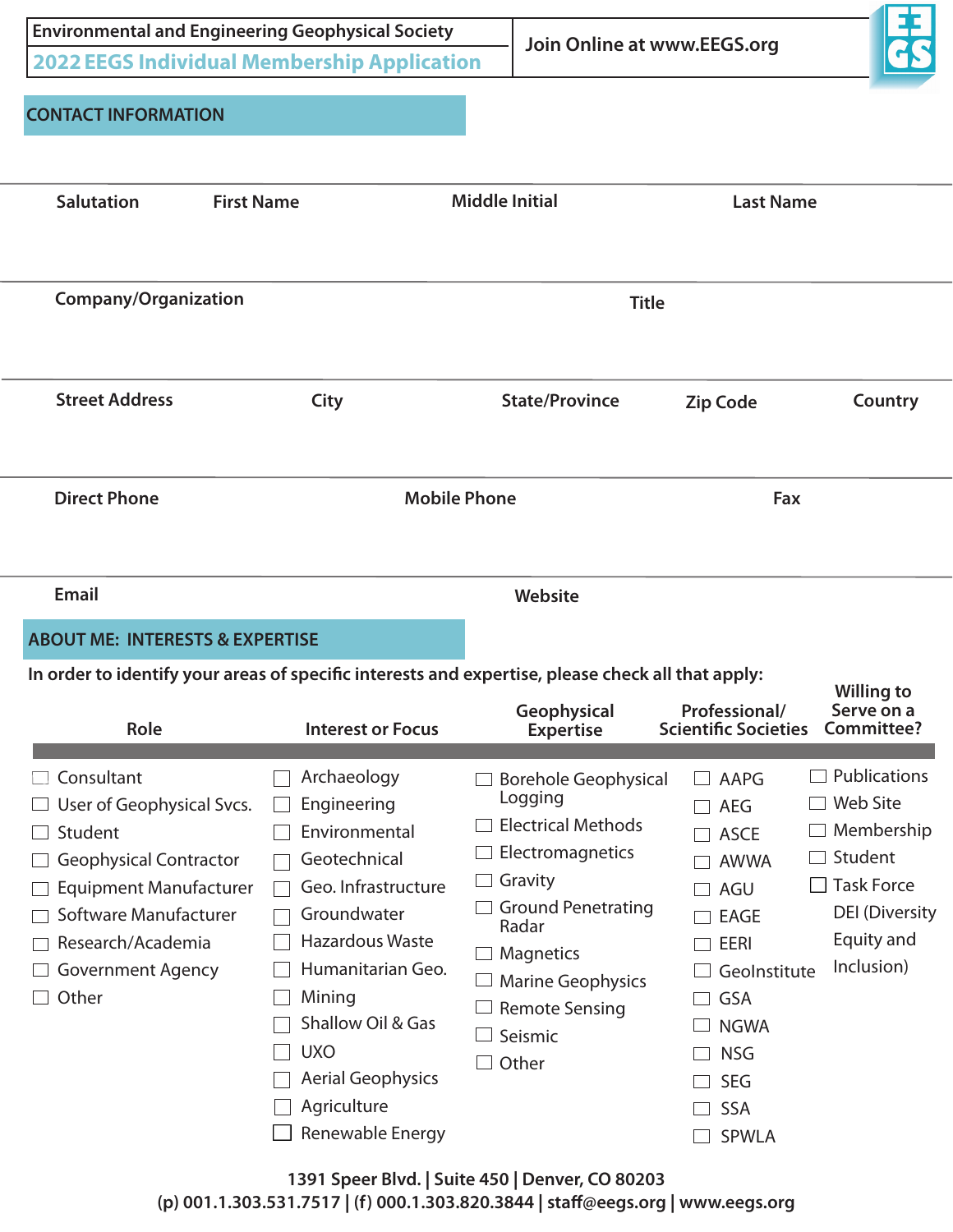Environmental and Engineering Geophysical Society

## 2022 EEGS Individual Membership Application

Join Online at www.EEGS.org

### CONTACT INFORMATION

| Salutation | First Name | Middle Initial | Last Name |
|---|---|---|---|
| | | | |

| Company/Organization | Title |
|---|---|
| | |

| Street Address | City | State/Province | Zip Code | Country |
|---|---|---|---|---|
| | | | | |

| Direct Phone | Mobile Phone | Fax |
|---|---|---|
| | | |

| Email | Website |
|---|---|
| | |

### ABOUT ME: INTERESTS & EXPERTISE

**In order to identify your areas of specific interests and expertise, please check all that apply:**

| Role | Interest or Focus | Geophysical Expertise | Professional/ Scientific Societies | Willing to Serve on a Committee? |
|---|---|---|---|---|
| ☐ Consultant | ☐ Archaeology | ☐ Borehole Geophysical Logging | ☐ AAPG | ☐ Publications |
| ☐ User of Geophysical Svcs. | ☐ Engineering | ☐ Electrical Methods | ☐ AEG | ☐ Web Site |
| ☐ Student | ☐ Environmental | ☐ Electromagnetics | ☐ ASCE | ☐ Membership |
| ☐ Geophysical Contractor | ☐ Geotechnical | ☐ Gravity | ☐ AWWA | ☐ Student |
| ☐ Equipment Manufacturer | ☐ Geo. Infrastructure | ☐ Ground Penetrating Radar | ☐ AGU | ☐ Task Force DEI (Diversity Equity and Inclusion) |
| ☐ Software Manufacturer | ☐ Groundwater | ☐ Magnetics | ☐ EAGE | |
| ☐ Research/Academia | ☐ Hazardous Waste | ☐ Marine Geophysics | ☐ EERI | |
| ☐ Government Agency | ☐ Humanitarian Geo. | ☐ Remote Sensing | ☐ GeoInstitute | |
| ☐ Other | ☐ Mining | ☐ Seismic | ☐ GSA | |
| | ☐ Shallow Oil & Gas | ☐ Other | ☐ NGWA | |
| | ☐ UXO | | ☐ NSG | |
| | ☐ Aerial Geophysics | | ☐ SEG | |
| | ☐ Agriculture | | ☐ SSA | |
| | ☐ Renewable Energy | | ☐ SPWLA | |

**1391 Speer Blvd. | Suite 450 | Denver, CO 80203**
**(p) 001.1.303.531.7517 | (f) 000.1.303.820.3844 | staff@eegs.org | www.eegs.org**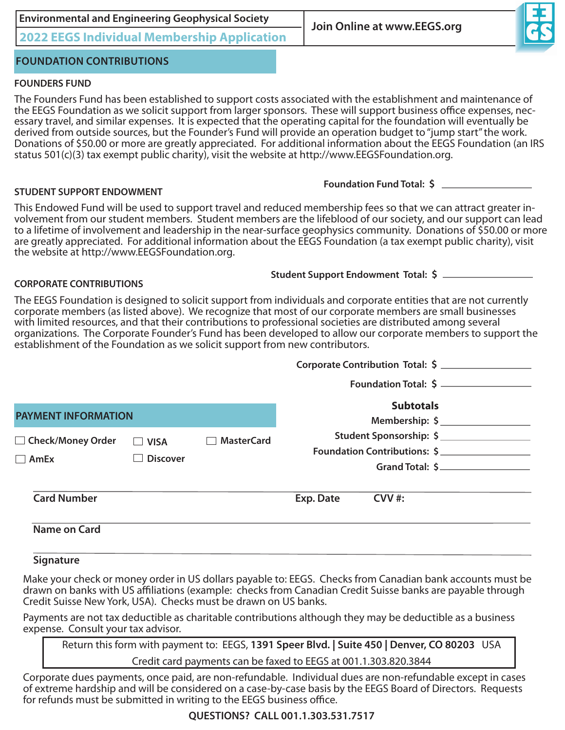Environmental and Engineering Geophysical Society

**2022 EEGS Individual Membership Application**

Join Online at www.EEGS.org

## FOUNDATION CONTRIBUTIONS

### FOUNDERS FUND

The Founders Fund has been established to support costs associated with the establishment and maintenance of the EEGS Foundation as we solicit support from larger sponsors. These will support business office expenses, necessary travel, and similar expenses. It is expected that the operating capital for the foundation will eventually be derived from outside sources, but the Founder's Fund will provide an operation budget to "jump start" the work. Donations of $50.00 or more are greatly appreciated. For additional information about the EEGS Foundation (an IRS status 501(c)(3) tax exempt public charity), visit the website at http://www.EEGSFoundation.org.

**Foundation Fund Total: $** ________________

### STUDENT SUPPORT ENDOWMENT

This Endowed Fund will be used to support travel and reduced membership fees so that we can attract greater involvement from our student members. Student members are the lifeblood of our society, and our support can lead to a lifetime of involvement and leadership in the near-surface geophysics community. Donations of $50.00 or more are greatly appreciated. For additional information about the EEGS Foundation (a tax exempt public charity), visit the website at http://www.EEGSFoundation.org.

**Student Support Endowment Total: $** ________________

### CORPORATE CONTRIBUTIONS

The EEGS Foundation is designed to solicit support from individuals and corporate entities that are not currently corporate members (as listed above). We recognize that most of our corporate members are small businesses with limited resources, and that their contributions to professional societies are distributed among several organizations. The Corporate Founder's Fund has been developed to allow our corporate members to support the establishment of the Foundation as we solicit support from new contributors.

**Corporate Contribution Total: $** ________________

**Foundation Total: $** ________________

## PAYMENT INFORMATION

☐ Check/Money Order ☐ VISA ☐ MasterCard

☐ AmEx ☐ Discover

**Subtotals**

**Membership: $** ________________

**Student Sponsorship: $** ________________

**Foundation Contributions: $** ________________

**Grand Total: $** ________________

**Card Number** ________________ **Exp. Date** ________ **CVV #:** ________

**Name on Card** ________________

**Signature** ________________

Make your check or money order in US dollars payable to: EEGS. Checks from Canadian bank accounts must be drawn on banks with US affiliations (example: checks from Canadian Credit Suisse banks are payable through Credit Suisse New York, USA). Checks must be drawn on US banks.

Payments are not tax deductible as charitable contributions although they may be deductible as a business expense. Consult your tax advisor.

Return this form with payment to: EEGS, **1391 Speer Blvd. | Suite 450 | Denver, CO 80203** USA

Credit card payments can be faxed to EEGS at 001.1.303.820.3844

Corporate dues payments, once paid, are non-refundable. Individual dues are non-refundable except in cases of extreme hardship and will be considered on a case-by-case basis by the EEGS Board of Directors. Requests for refunds must be submitted in writing to the EEGS business office.

**QUESTIONS? CALL 001.1.303.531.7517**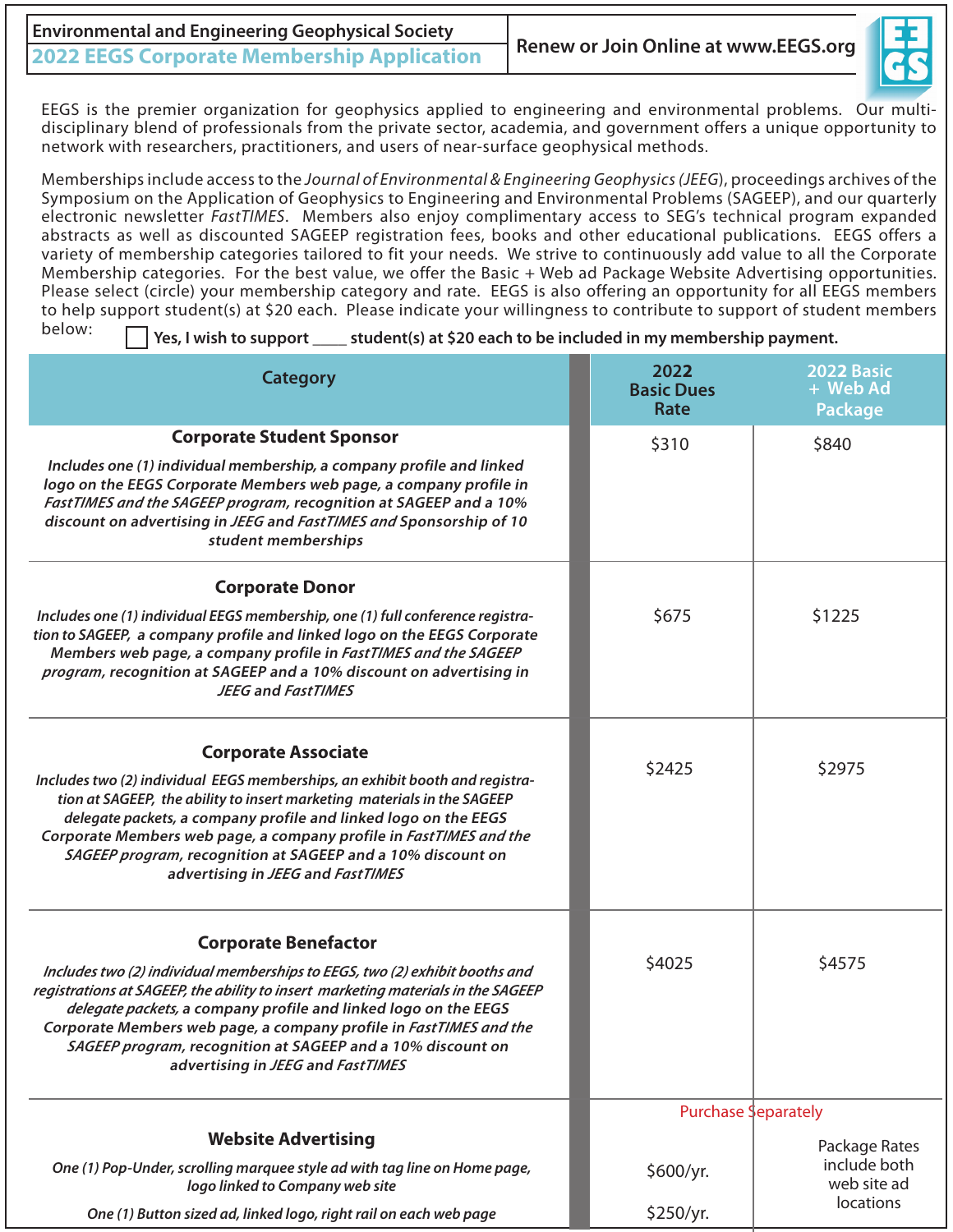Environmental and Engineering Geophysical Society

## 2022 EEGS Corporate Membership Application

**Renew or Join Online at www.EEGS.org**

EEGS is the premier organization for geophysics applied to engineering and environmental problems. Our multi-disciplinary blend of professionals from the private sector, academia, and government offers a unique opportunity to network with researchers, practitioners, and users of near-surface geophysical methods.

Memberships include access to the *Journal of Environmental & Engineering Geophysics (JEEG)*, proceedings archives of the Symposium on the Application of Geophysics to Engineering and Environmental Problems (SAGEEP), and our quarterly electronic newsletter *FastTIMES*. Members also enjoy complimentary access to SEG's technical program expanded abstracts as well as discounted SAGEEP registration fees, books and other educational publications. EEGS offers a variety of membership categories tailored to fit your needs. We strive to continuously add value to all the Corporate Membership categories. For the best value, we offer the Basic + Web ad Package Website Advertising opportunities. Please select (circle) your membership category and rate. EEGS is also offering an opportunity for all EEGS members to help support student(s) at $20 each. Please indicate your willingness to contribute to support of student members below:

☐ **Yes, I wish to support ____ student(s) at $20 each to be included in my membership payment.**

| Category | 2022 Basic Dues Rate | 2022 Basic + Web Ad Package |
|---|---|---|
| **Corporate Student Sponsor**<br>*Includes one (1) individual membership, a company profile and linked logo on the EEGS Corporate Members web page, a company profile in FastTIMES and the SAGEEP program, recognition at SAGEEP and a 10% discount on advertising in JEEG and FastTIMES and Sponsorship of 10 student memberships* | $310 | $840 |
| **Corporate Donor**<br>*Includes one (1) individual EEGS membership, one (1) full conference registration to SAGEEP, a company profile and linked logo on the EEGS Corporate Members web page, a company profile in FastTIMES and the SAGEEP program, recognition at SAGEEP and a 10% discount on advertising in JEEG and FastTIMES* | $675 | $1225 |
| **Corporate Associate**<br>*Includes two (2) individual EEGS memberships, an exhibit booth and registration at SAGEEP, the ability to insert marketing materials in the SAGEEP delegate packets, a company profile and linked logo on the EEGS Corporate Members web page, a company profile in FastTIMES and the SAGEEP program, recognition at SAGEEP and a 10% discount on advertising in JEEG and FastTIMES* | $2425 | $2975 |
| **Corporate Benefactor**<br>*Includes two (2) individual memberships to EEGS, two (2) exhibit booths and registrations at SAGEEP, the ability to insert marketing materials in the SAGEEP delegate packets, a company profile and linked logo on the EEGS Corporate Members web page, a company profile in FastTIMES and the SAGEEP program, recognition at SAGEEP and a 10% discount on advertising in JEEG and FastTIMES* | $4025 | $4575 |
| **Website Advertising** | Purchase Separately | Package Rates include both web site ad locations |
| *One (1) Pop-Under, scrolling marquee style ad with tag line on Home page, logo linked to Company web site* | $600/yr. | |
| *One (1) Button sized ad, linked logo, right rail on each web page* | $250/yr. | |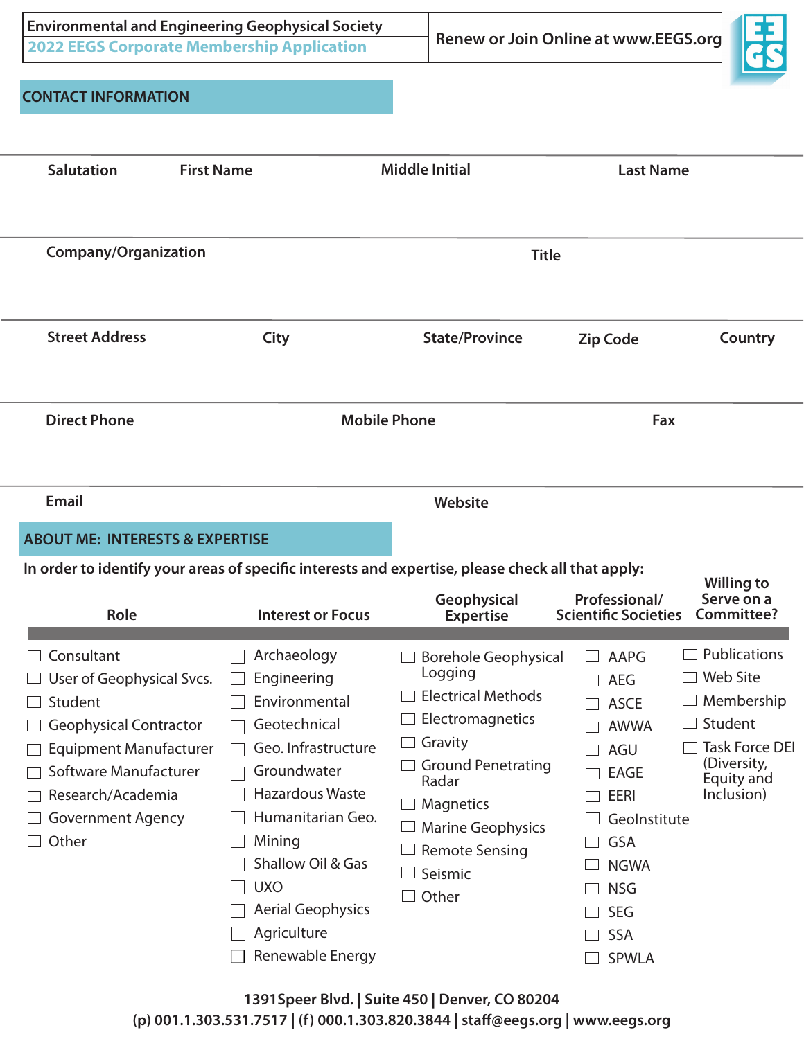**Environmental and Engineering Geophysical Society**

**2022 EEGS Corporate Membership Application**

**Renew or Join Online at www.EEGS.org**

## CONTACT INFORMATION

| Salutation | First Name | Middle Initial | Last Name |
|---|---|---|---|
| | | | |

| Company/Organization | Title |
|---|---|
| | |

| Street Address | City | State/Province | Zip Code | Country |
|---|---|---|---|---|
| | | | | |

| Direct Phone | Mobile Phone | Fax |
|---|---|---|
| | | |

| Email | Website |
|---|---|
| | |

## ABOUT ME: INTERESTS & EXPERTISE

**In order to identify your areas of specific interests and expertise, please check all that apply:**

| Role | Interest or Focus | Geophysical Expertise | Professional/ Scientific Societies | Willing to Serve on a Committee? |
|---|---|---|---|---|
| ☐ Consultant | ☐ Archaeology | ☐ Borehole Geophysical Logging | ☐ AAPG | ☐ Publications |
| ☐ User of Geophysical Svcs. | ☐ Engineering | ☐ Electrical Methods | ☐ AEG | ☐ Web Site |
| ☐ Student | ☐ Environmental | ☐ Electromagnetics | ☐ ASCE | ☐ Membership |
| ☐ Geophysical Contractor | ☐ Geotechnical | ☐ Gravity | ☐ AWWA | ☐ Student |
| ☐ Equipment Manufacturer | ☐ Geo. Infrastructure | ☐ Ground Penetrating Radar | ☐ AGU | ☐ Task Force DEI (Diversity, Equity and Inclusion) |
| ☐ Software Manufacturer | ☐ Groundwater | ☐ Magnetics | ☐ EAGE | |
| ☐ Research/Academia | ☐ Hazardous Waste | ☐ Marine Geophysics | ☐ EERI | |
| ☐ Government Agency | ☐ Humanitarian Geo. | ☐ Remote Sensing | ☐ GeoInstitute | |
| ☐ Other | ☐ Mining | ☐ Seismic | ☐ GSA | |
| | ☐ Shallow Oil & Gas | ☐ Other | ☐ NGWA | |
| | ☐ UXO | | ☐ NSG | |
| | ☐ Aerial Geophysics | | ☐ SEG | |
| | ☐ Agriculture | | ☐ SSA | |
| | ☐ Renewable Energy | | ☐ SPWLA | |

**1391Speer Blvd. | Suite 450 | Denver, CO 80204**

**(p) 001.1.303.531.7517 | (f) 000.1.303.820.3844 | staff@eegs.org | www.eegs.org**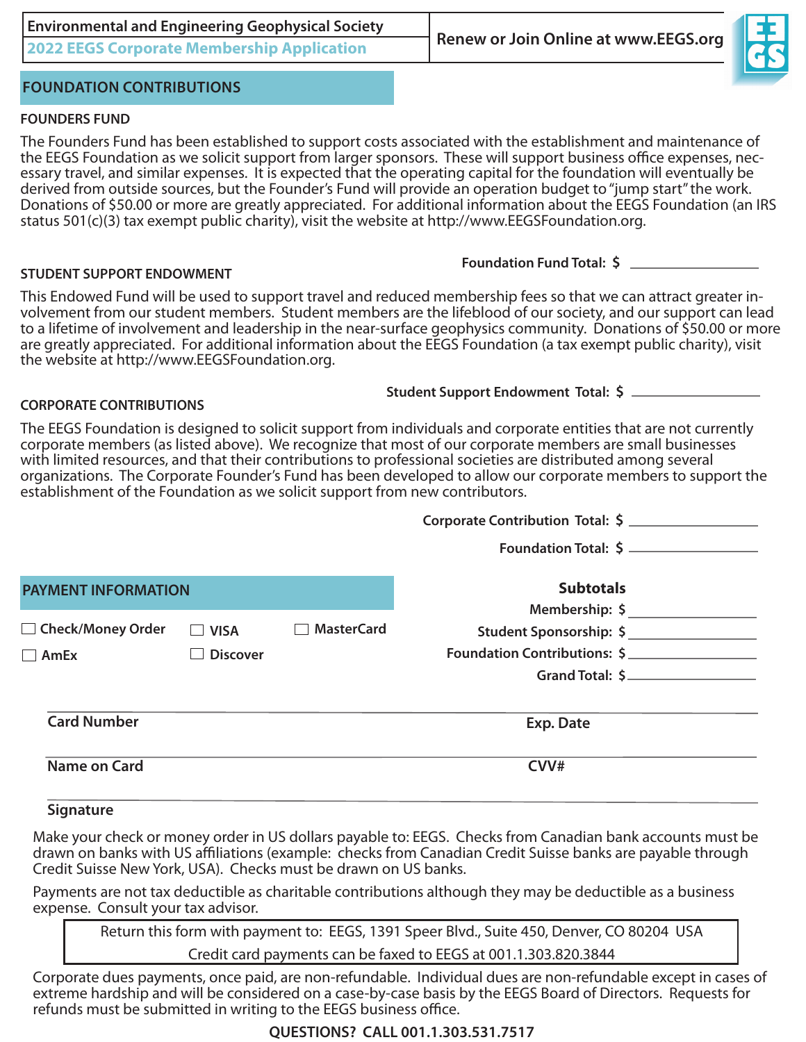Environmental and Engineering Geophysical Society

**2022 EEGS Corporate Membership Application**

**Renew or Join Online at www.EEGS.org**

## FOUNDATION CONTRIBUTIONS

### FOUNDERS FUND

The Founders Fund has been established to support costs associated with the establishment and maintenance of the EEGS Foundation as we solicit support from larger sponsors. These will support business office expenses, necessary travel, and similar expenses. It is expected that the operating capital for the foundation will eventually be derived from outside sources, but the Founder's Fund will provide an operation budget to "jump start" the work. Donations of $50.00 or more are greatly appreciated. For additional information about the EEGS Foundation (an IRS status 501(c)(3) tax exempt public charity), visit the website at http://www.EEGSFoundation.org.

**Foundation Fund Total: $** ______________

### STUDENT SUPPORT ENDOWMENT

This Endowed Fund will be used to support travel and reduced membership fees so that we can attract greater involvement from our student members. Student members are the lifeblood of our society, and our support can lead to a lifetime of involvement and leadership in the near-surface geophysics community. Donations of $50.00 or more are greatly appreciated. For additional information about the EEGS Foundation (a tax exempt public charity), visit the website at http://www.EEGSFoundation.org.

**Student Support Endowment Total: $** ______________

### CORPORATE CONTRIBUTIONS

The EEGS Foundation is designed to solicit support from individuals and corporate entities that are not currently corporate members (as listed above). We recognize that most of our corporate members are small businesses with limited resources, and that their contributions to professional societies are distributed among several organizations. The Corporate Founder's Fund has been developed to allow our corporate members to support the establishment of the Foundation as we solicit support from new contributors.

**Corporate Contribution Total: $** ______________

**Foundation Total: $** ______________

## PAYMENT INFORMATION

☐ Check/Money Order ☐ VISA ☐ MasterCard

☐ AmEx ☐ Discover

**Subtotals**

**Membership: $** ______________

**Student Sponsorship: $** ______________

**Foundation Contributions: $** ______________

**Grand Total: $** ______________

**Card Number** ______________ **Exp. Date** ______________

**Name on Card** ______________ **CVV#** ______________

**Signature** ______________

Make your check or money order in US dollars payable to: EEGS. Checks from Canadian bank accounts must be drawn on banks with US affiliations (example: checks from Canadian Credit Suisse banks are payable through Credit Suisse New York, USA). Checks must be drawn on US banks.

Payments are not tax deductible as charitable contributions although they may be deductible as a business expense. Consult your tax advisor.

Return this form with payment to: EEGS, 1391 Speer Blvd., Suite 450, Denver, CO 80204 USA

Credit card payments can be faxed to EEGS at 001.1.303.820.3844

Corporate dues payments, once paid, are non-refundable. Individual dues are non-refundable except in cases of extreme hardship and will be considered on a case-by-case basis by the EEGS Board of Directors. Requests for refunds must be submitted in writing to the EEGS business office.

**QUESTIONS? CALL 001.1.303.531.7517**